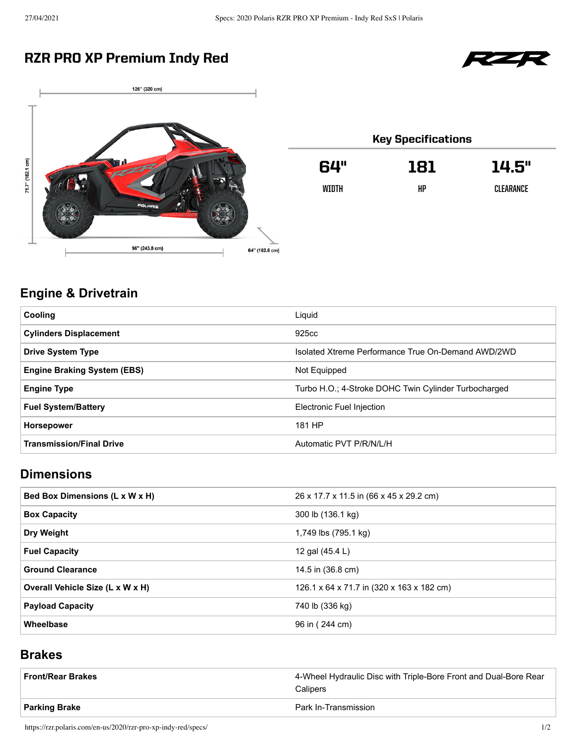# RZR PRO XP Premium Indy Red

126" (320 cm)

71.7" (182.1 cm)

96" (243.8 cm)

64" (162.6 cm)

## Key Specifications

| 64" | 181 | 14.5" |
|---|---|---|
| WIDTH | HP | CLEARANCE |

## Engine & Drivetrain

| | |
|---|---|
| **Cooling** | Liquid |
| **Cylinders Displacement** | 925cc |
| **Drive System Type** | Isolated Xtreme Performance True On-Demand AWD/2WD |
| **Engine Braking System (EBS)** | Not Equipped |
| **Engine Type** | Turbo H.O.; 4-Stroke DOHC Twin Cylinder Turbocharged |
| **Fuel System/Battery** | Electronic Fuel Injection |
| **Horsepower** | 181 HP |
| **Transmission/Final Drive** | Automatic PVT P/R/N/L/H |

## Dimensions

| | |
|---|---|
| **Bed Box Dimensions (L x W x H)** | 26 x 17.7 x 11.5 in (66 x 45 x 29.2 cm) |
| **Box Capacity** | 300 lb (136.1 kg) |
| **Dry Weight** | 1,749 lbs (795.1 kg) |
| **Fuel Capacity** | 12 gal (45.4 L) |
| **Ground Clearance** | 14.5 in (36.8 cm) |
| **Overall Vehicle Size (L x W x H)** | 126.1 x 64 x 71.7 in (320 x 163 x 182 cm) |
| **Payload Capacity** | 740 lb (336 kg) |
| **Wheelbase** | 96 in ( 244 cm) |

## Brakes

| | |
|---|---|
| **Front/Rear Brakes** | 4-Wheel Hydraulic Disc with Triple-Bore Front and Dual-Bore Rear Calipers |
| **Parking Brake** | Park In-Transmission |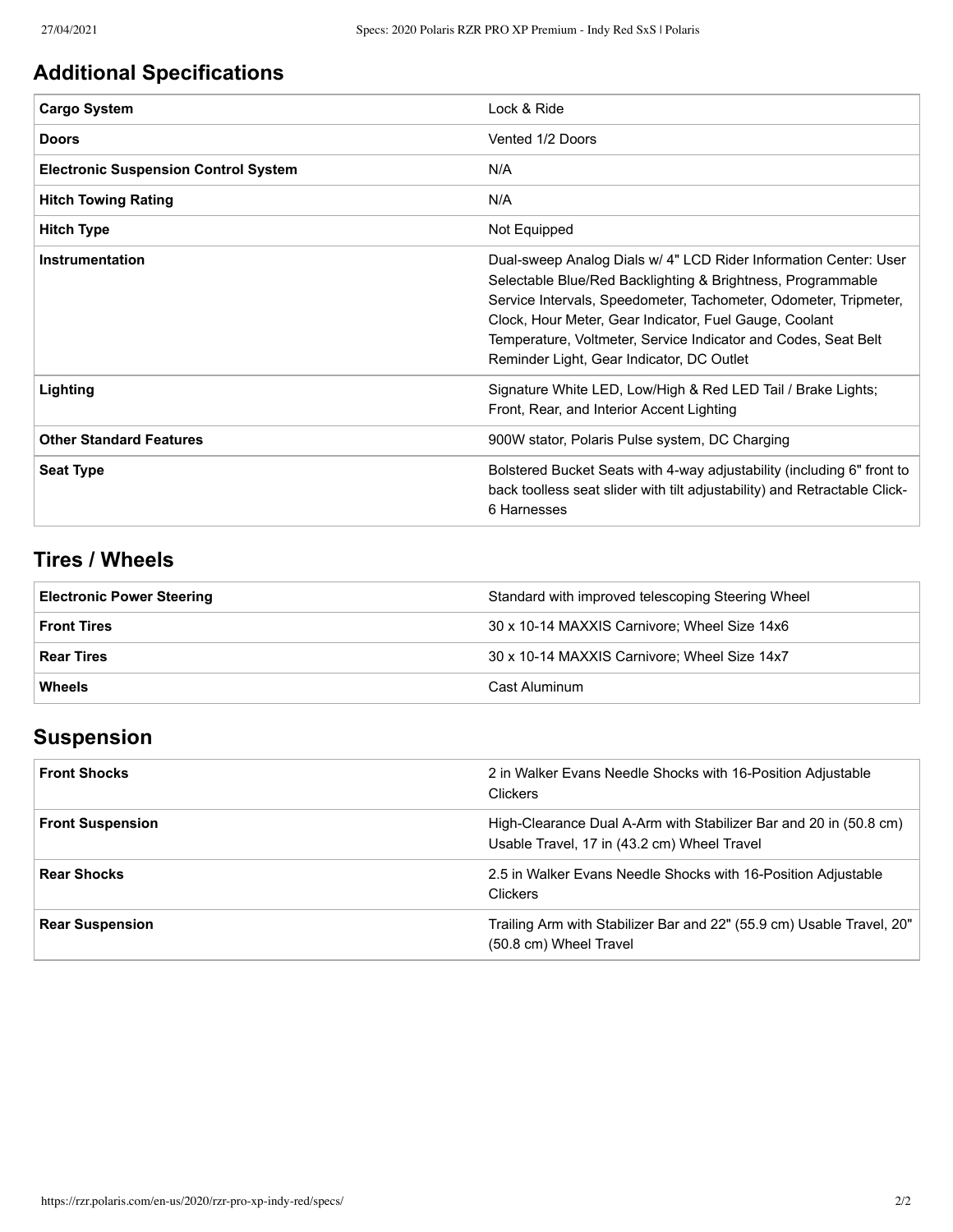## Additional Specifications

| | |
|---|---|
| **Cargo System** | Lock & Ride |
| **Doors** | Vented 1/2 Doors |
| **Electronic Suspension Control System** | N/A |
| **Hitch Towing Rating** | N/A |
| **Hitch Type** | Not Equipped |
| **Instrumentation** | Dual-sweep Analog Dials w/ 4" LCD Rider Information Center: User Selectable Blue/Red Backlighting & Brightness, Programmable Service Intervals, Speedometer, Tachometer, Odometer, Tripmeter, Clock, Hour Meter, Gear Indicator, Fuel Gauge, Coolant Temperature, Voltmeter, Service Indicator and Codes, Seat Belt Reminder Light, Gear Indicator, DC Outlet |
| **Lighting** | Signature White LED, Low/High & Red LED Tail / Brake Lights; Front, Rear, and Interior Accent Lighting |
| **Other Standard Features** | 900W stator, Polaris Pulse system, DC Charging |
| **Seat Type** | Bolstered Bucket Seats with 4-way adjustability (including 6" front to back toolless seat slider with tilt adjustability) and Retractable Click-6 Harnesses |

## Tires / Wheels

| | |
|---|---|
| **Electronic Power Steering** | Standard with improved telescoping Steering Wheel |
| **Front Tires** | 30 x 10-14 MAXXIS Carnivore; Wheel Size 14x6 |
| **Rear Tires** | 30 x 10-14 MAXXIS Carnivore; Wheel Size 14x7 |
| **Wheels** | Cast Aluminum |

## Suspension

| | |
|---|---|
| **Front Shocks** | 2 in Walker Evans Needle Shocks with 16-Position Adjustable Clickers |
| **Front Suspension** | High-Clearance Dual A-Arm with Stabilizer Bar and 20 in (50.8 cm) Usable Travel, 17 in (43.2 cm) Wheel Travel |
| **Rear Shocks** | 2.5 in Walker Evans Needle Shocks with 16-Position Adjustable Clickers |
| **Rear Suspension** | Trailing Arm with Stabilizer Bar and 22" (55.9 cm) Usable Travel, 20" (50.8 cm) Wheel Travel |